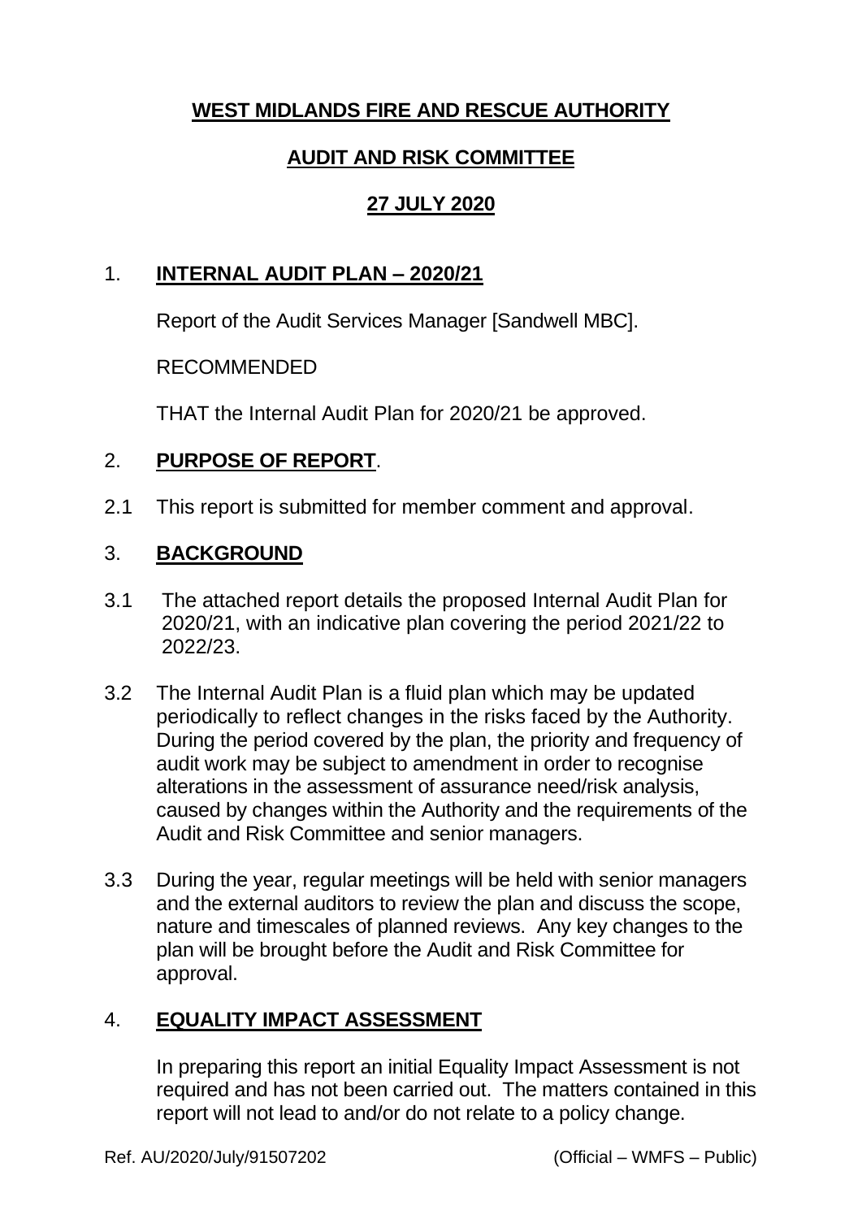# WEST MIDLANDS FIRE AND RESCUE AUTHORITY

## AUDIT AND RISK COMMITTEE

## 27 JULY 2020

1. **INTERNAL AUDIT PLAN – 2020/21**

   Report of the Audit Services Manager [Sandwell MBC].

   RECOMMENDED

   THAT the Internal Audit Plan for 2020/21 be approved.

2. **PURPOSE OF REPORT**.

2.1 This report is submitted for member comment and approval.

3. **BACKGROUND**

3.1 The attached report details the proposed Internal Audit Plan for 2020/21, with an indicative plan covering the period 2021/22 to 2022/23.

3.2 The Internal Audit Plan is a fluid plan which may be updated periodically to reflect changes in the risks faced by the Authority. During the period covered by the plan, the priority and frequency of audit work may be subject to amendment in order to recognise alterations in the assessment of assurance need/risk analysis, caused by changes within the Authority and the requirements of the Audit and Risk Committee and senior managers.

3.3 During the year, regular meetings will be held with senior managers and the external auditors to review the plan and discuss the scope, nature and timescales of planned reviews. Any key changes to the plan will be brought before the Audit and Risk Committee for approval.

4. **EQUALITY IMPACT ASSESSMENT**

   In preparing this report an initial Equality Impact Assessment is not required and has not been carried out. The matters contained in this report will not lead to and/or do not relate to a policy change.

Ref. AU/2020/July/91507202 (Official – WMFS – Public)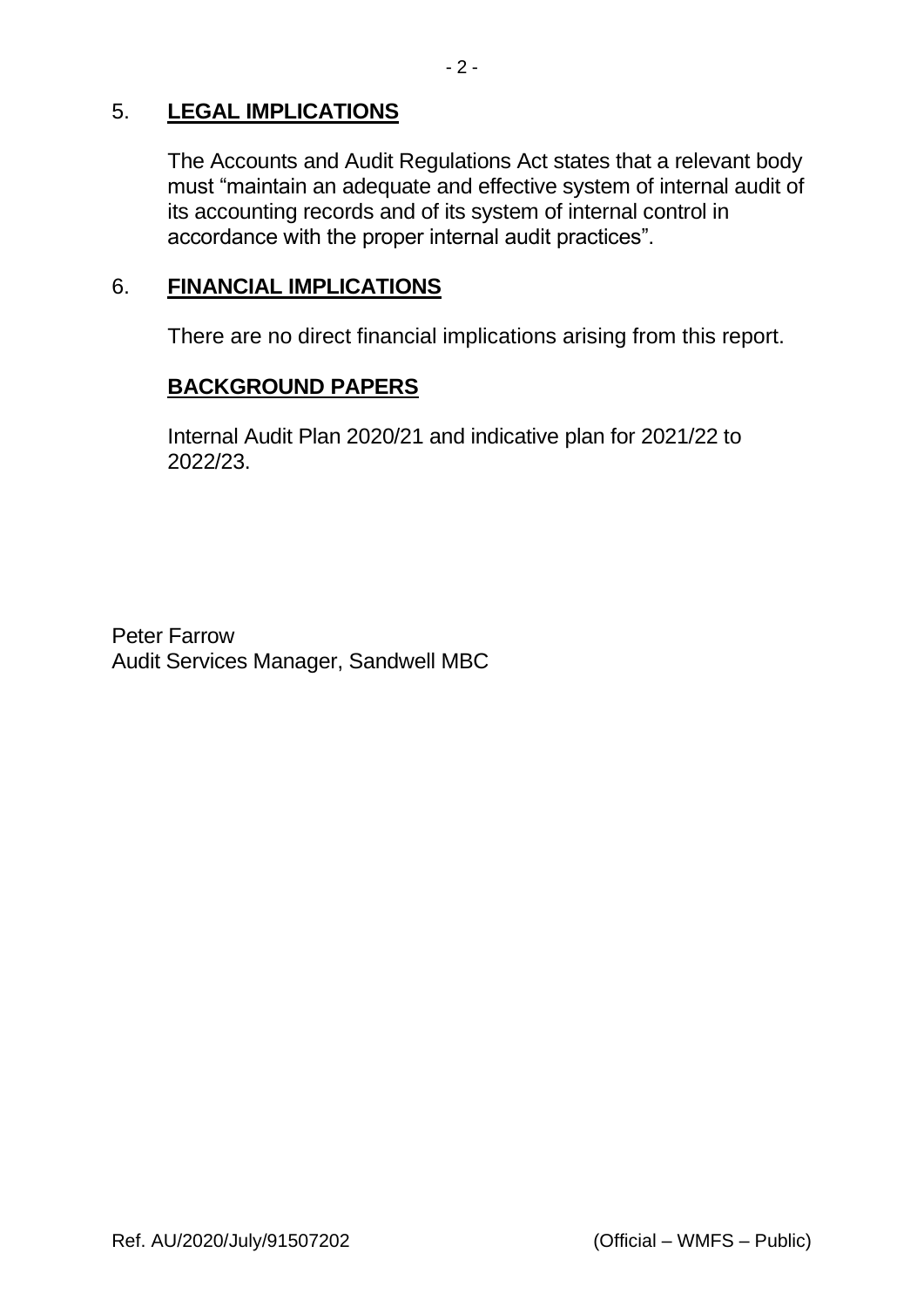## 5. **LEGAL IMPLICATIONS**

The Accounts and Audit Regulations Act states that a relevant body must "maintain an adequate and effective system of internal audit of its accounting records and of its system of internal control in accordance with the proper internal audit practices".

## 6. **FINANCIAL IMPLICATIONS**

There are no direct financial implications arising from this report.

## **BACKGROUND PAPERS**

Internal Audit Plan 2020/21 and indicative plan for 2021/22 to 2022/23.

Peter Farrow
Audit Services Manager, Sandwell MBC

Ref. AU/2020/July/91507202 (Official – WMFS – Public)